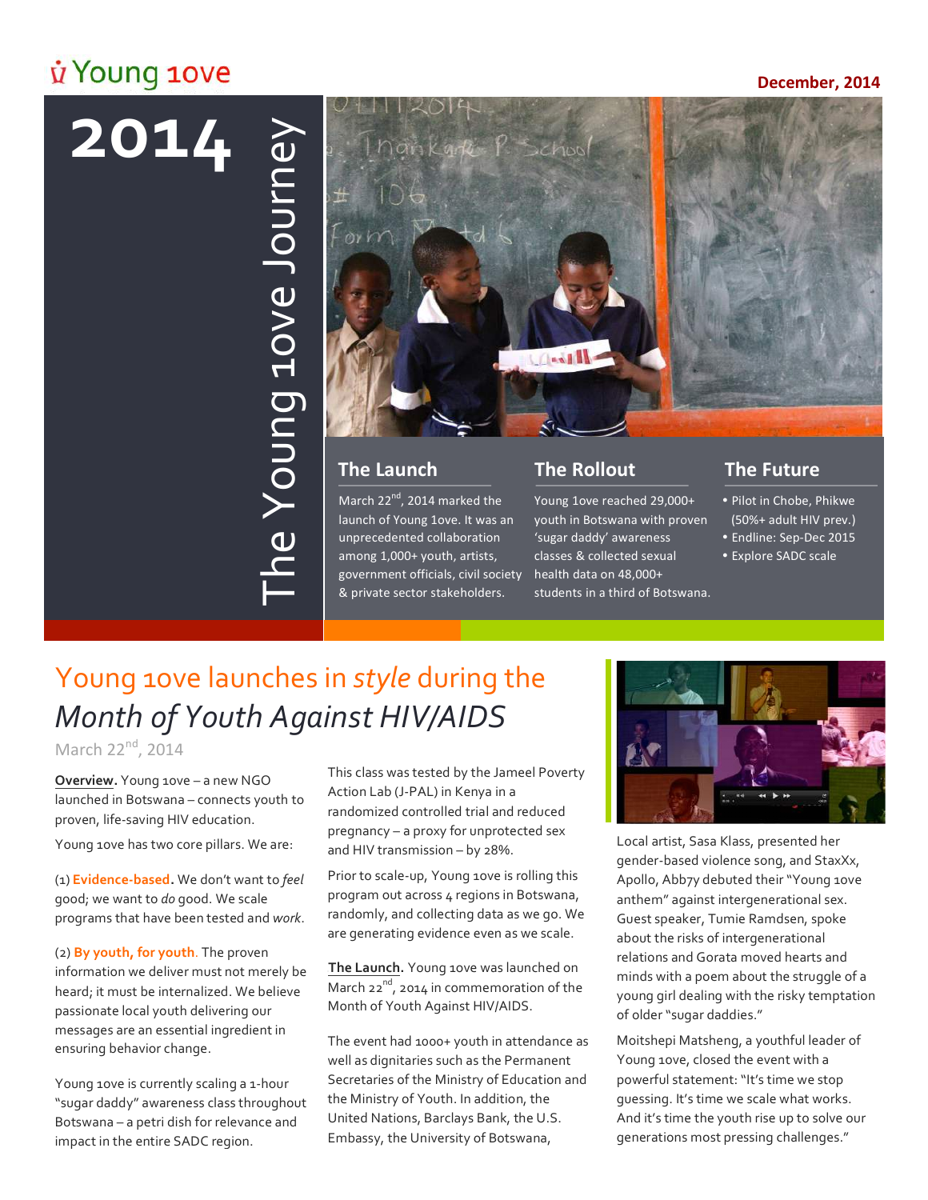Young 1ove

December, 2014

# 2014 The Young 1ove Journey

### The Launch

March 22nd, 2014 marked the launch of Young 1ove. It was an unprecedented collaboration among 1,000+ youth, artists, government officials, civil society & private sector stakeholders.

### The Rollout

Young 1ove reached 29,000+ youth in Botswana with proven 'sugar daddy' awareness classes & collected sexual health data on 48,000+ students in a third of Botswana.

### The Future

- Pilot in Chobe, Phikwe (50%+ adult HIV prev.)
- Endline: Sep-Dec 2015
- Explore SADC scale

## Young 1ove launches in *style* during the *Month of Youth Against HIV/AIDS*

March 22nd, 2014

**Overview.** Young 1ove – a new NGO launched in Botswana – connects youth to proven, life-saving HIV education.

Young 1ove has two core pillars. We are:

(1) **Evidence-based.** We don't want to *feel* good; we want to *do* good. We scale programs that have been tested and *work*.

(2) **By youth, for youth.** The proven information we deliver must not merely be heard; it must be internalized. We believe passionate local youth delivering our messages are an essential ingredient in ensuring behavior change.

Young 1ove is currently scaling a 1-hour "sugar daddy" awareness class throughout Botswana – a petri dish for relevance and impact in the entire SADC region.

This class was tested by the Jameel Poverty Action Lab (J-PAL) in Kenya in a randomized controlled trial and reduced pregnancy – a proxy for unprotected sex and HIV transmission – by 28%.

Prior to scale-up, Young 1ove is rolling this program out across 4 regions in Botswana, randomly, and collecting data as we go. We are generating evidence even as we scale.

**The Launch.** Young 1ove was launched on March 22nd, 2014 in commemoration of the Month of Youth Against HIV/AIDS.

The event had 1000+ youth in attendance as well as dignitaries such as the Permanent Secretaries of the Ministry of Education and the Ministry of Youth. In addition, the United Nations, Barclays Bank, the U.S. Embassy, the University of Botswana,

Local artist, Sasa Klass, presented her gender-based violence song, and StaxXx, Apollo, Abb7y debuted their "Young 1ove anthem" against intergenerational sex. Guest speaker, Tumie Ramdsen, spoke about the risks of intergenerational relations and Gorata moved hearts and minds with a poem about the struggle of a young girl dealing with the risky temptation of older "sugar daddies."

Moitshepi Matsheng, a youthful leader of Young 1ove, closed the event with a powerful statement: "It's time we stop guessing. It's time we scale what works. And it's time the youth rise up to solve our generations most pressing challenges."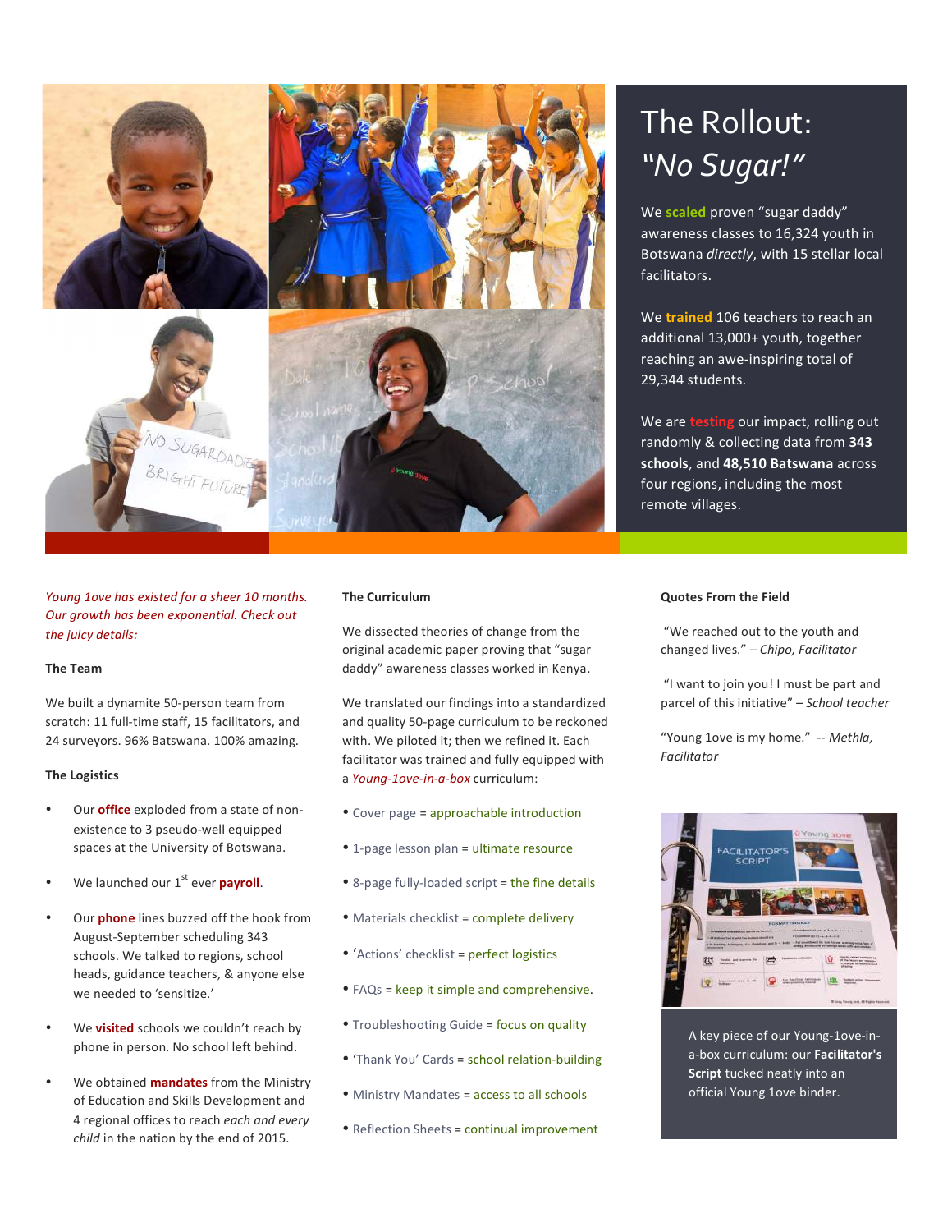# The Rollout: *"No Sugar!"*

We **scaled** proven "sugar daddy" awareness classes to 16,324 youth in Botswana *directly*, with 15 stellar local facilitators.

We **trained** 106 teachers to reach an additional 13,000+ youth, together reaching an awe-inspiring total of 29,344 students.

We are **testing** our impact, rolling out randomly & collecting data from **343 schools**, and **48,510 Batswana** across four regions, including the most remote villages.

*Young 1ove has existed for a sheer 10 months. Our growth has been exponential. Check out the juicy details:*

### The Team

We built a dynamite 50-person team from scratch: 11 full-time staff, 15 facilitators, and 24 surveyors. 96% Batswana. 100% amazing.

### The Logistics

- Our **office** exploded from a state of non-existence to 3 pseudo-well equipped spaces at the University of Botswana.
- We launched our 1st ever **payroll**.
- Our **phone** lines buzzed off the hook from August-September scheduling 343 schools. We talked to regions, school heads, guidance teachers, & anyone else we needed to 'sensitize.'
- We **visited** schools we couldn't reach by phone in person. No school left behind.
- We obtained **mandates** from the Ministry of Education and Skills Development and 4 regional offices to reach *each and every child* in the nation by the end of 2015.

### The Curriculum

We dissected theories of change from the original academic paper proving that "sugar daddy" awareness classes worked in Kenya.

We translated our findings into a standardized and quality 50-page curriculum to be reckoned with. We piloted it; then we refined it. Each facilitator was trained and fully equipped with a *Young-1ove-in-a-box* curriculum:

- Cover page = approachable introduction
- 1-page lesson plan = ultimate resource
- 8-page fully-loaded script = the fine details
- Materials checklist = complete delivery
- 'Actions' checklist = perfect logistics
- FAQs = keep it simple and comprehensive.
- Troubleshooting Guide = focus on quality
- 'Thank You' Cards = school relation-building
- Ministry Mandates = access to all schools
- Reflection Sheets = continual improvement

### Quotes From the Field

"We reached out to the youth and changed lives." – *Chipo, Facilitator*

"I want to join you! I must be part and parcel of this initiative" – *School teacher*

"Young 1ove is my home." -- *Methla, Facilitator*

A key piece of our Young-1ove-in-a-box curriculum: our **Facilitator's Script** tucked neatly into an official Young 1ove binder.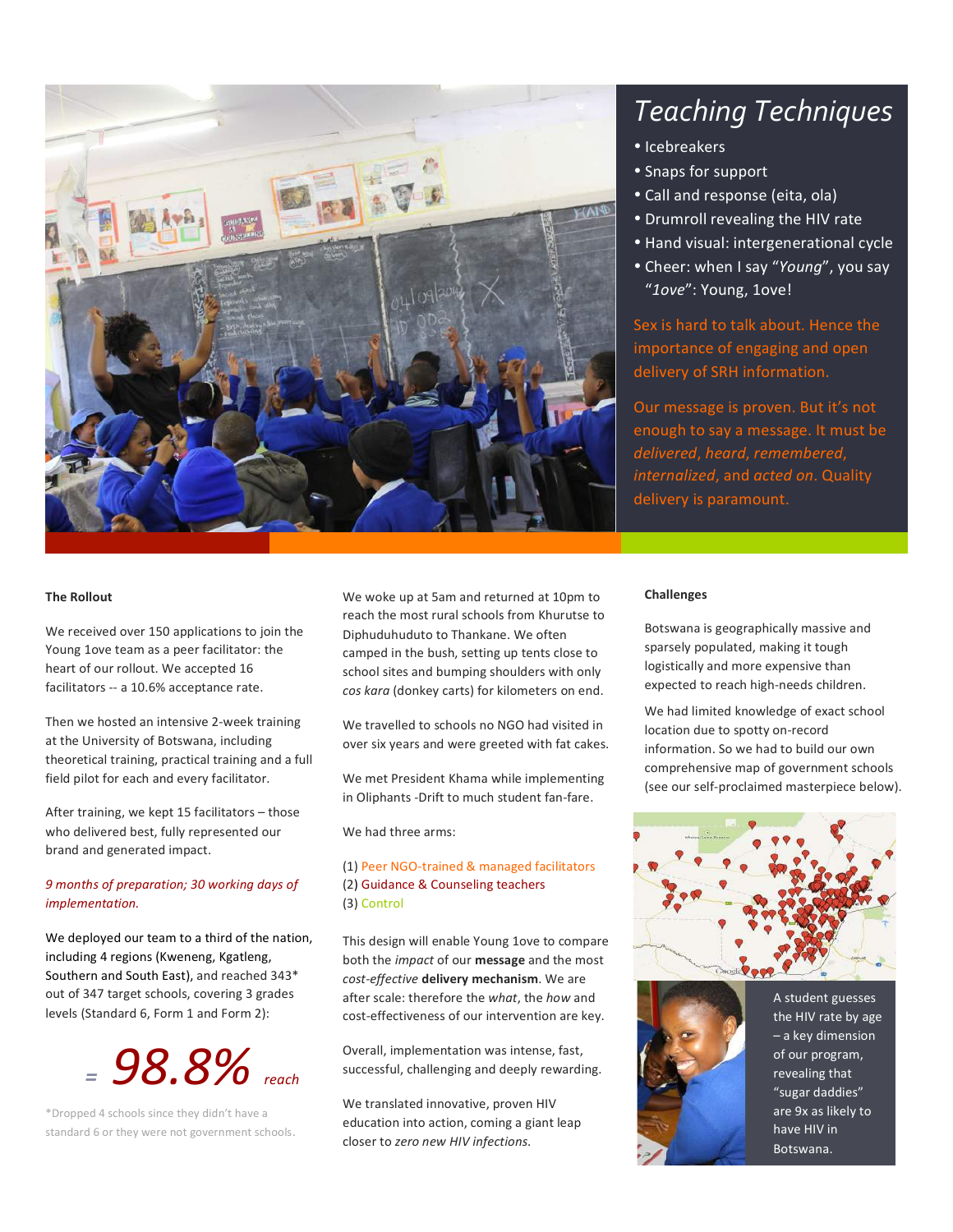## *Teaching Techniques*

- Icebreakers
- Snaps for support
- Call and response (eita, ola)
- Drumroll revealing the HIV rate
- Hand visual: intergenerational cycle
- Cheer: when I say "*Young*", you say "*1ove*": Young, 1ove!

Sex is hard to talk about. Hence the importance of engaging and open delivery of SRH information.

Our message is proven. But it's not enough to say a message. It must be *delivered*, *heard*, *remembered*, *internalized*, and *acted on*. Quality delivery is paramount.

**The Rollout**

We received over 150 applications to join the Young 1ove team as a peer facilitator: the heart of our rollout. We accepted 16 facilitators -- a 10.6% acceptance rate.

Then we hosted an intensive 2-week training at the University of Botswana, including theoretical training, practical training and a full field pilot for each and every facilitator.

After training, we kept 15 facilitators – those who delivered best, fully represented our brand and generated impact.

*9 months of preparation; 30 working days of implementation.*

We deployed our team to a third of the nation, including 4 regions (Kweneng, Kgatleng, Southern and South East), and reached 343* out of 347 target schools, covering 3 grades levels (Standard 6, Form 1 and Form 2):

= *98.8%* reach

*Dropped 4 schools since they didn't have a standard 6 or they were not government schools.

We woke up at 5am and returned at 10pm to reach the most rural schools from Khurutse to Diphuduhuduto to Thankane. We often camped in the bush, setting up tents close to school sites and bumping shoulders with only *cos kara* (donkey carts) for kilometers on end.

We travelled to schools no NGO had visited in over six years and were greeted with fat cakes.

We met President Khama while implementing in Oliphants -Drift to much student fan-fare.

We had three arms:

(1) Peer NGO-trained & managed facilitators
(2) Guidance & Counseling teachers
(3) Control

This design will enable Young 1ove to compare both the *impact* of our **message** and the most *cost-effective* **delivery mechanism**. We are after scale: therefore the *what*, the *how* and cost-effectiveness of our intervention are key.

Overall, implementation was intense, fast, successful, challenging and deeply rewarding.

We translated innovative, proven HIV education into action, coming a giant leap closer to *zero new HIV infections*.

**Challenges**

Botswana is geographically massive and sparsely populated, making it tough logistically and more expensive than expected to reach high-needs children.

We had limited knowledge of exact school location due to spotty on-record information. So we had to build our own comprehensive map of government schools (see our self-proclaimed masterpiece below).

A student guesses the HIV rate by age – a key dimension of our program, revealing that "sugar daddies" are 9x as likely to have HIV in Botswana.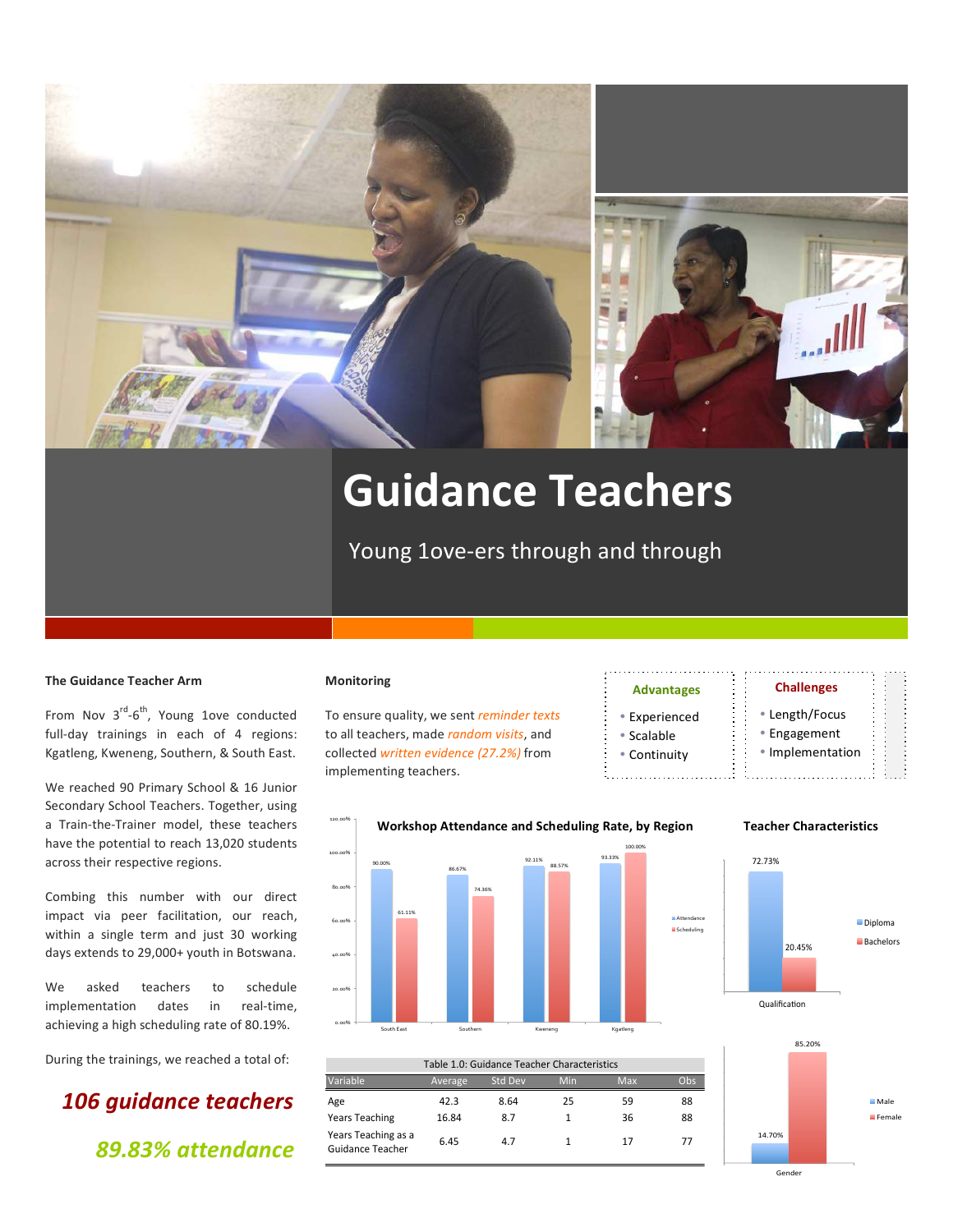# Guidance Teachers

Young 1ove-ers through and through

## The Guidance Teacher Arm

From Nov 3rd-6th, Young 1ove conducted full-day trainings in each of 4 regions: Kgatleng, Kweneng, Southern, & South East.

We reached 90 Primary School & 16 Junior Secondary School Teachers. Together, using a Train-the-Trainer model, these teachers have the potential to reach 13,020 students across their respective regions.

Combing this number with our direct impact via peer facilitation, our reach, within a single term and just 30 working days extends to 29,000+ youth in Botswana.

We asked teachers to schedule implementation dates in real-time, achieving a high scheduling rate of 80.19%.

During the trainings, we reached a total of:

***106 guidance teachers***

***89.83% attendance***

## Monitoring

To ensure quality, we sent *reminder texts* to all teachers, made *random visits*, and collected *written evidence (27.2%)* from implementing teachers.

**Advantages**

- Experienced
- Scalable
- Continuity

**Challenges**

- Length/Focus
- Engagement
- Implementation

**Workshop Attendance and Scheduling Rate, by Region**

| Region | Attendance | Scheduling |
|---|---|---|
| South East | 90.00% | 61.11% |
| Southern | 86.67% | 74.36% |
| Kweneng | 92.11% | 88.57% |
| Kgatleng | 93.33% | 100.00% |

**Teacher Characteristics**

| Qualification | |
|---|---|
| Diploma | 72.73% |
| Bachelors | 20.45% |

| Gender | |
|---|---|
| Male | 14.70% |
| Female | 85.20% |

Table 1.0: Guidance Teacher Characteristics

| Variable | Average | Std Dev | Min | Max | Obs |
|---|---|---|---|---|---|
| Age | 42.3 | 8.64 | 25 | 59 | 88 |
| Years Teaching | 16.84 | 8.7 | 1 | 36 | 88 |
| Years Teaching as a Guidance Teacher | 6.45 | 4.7 | 1 | 17 | 77 |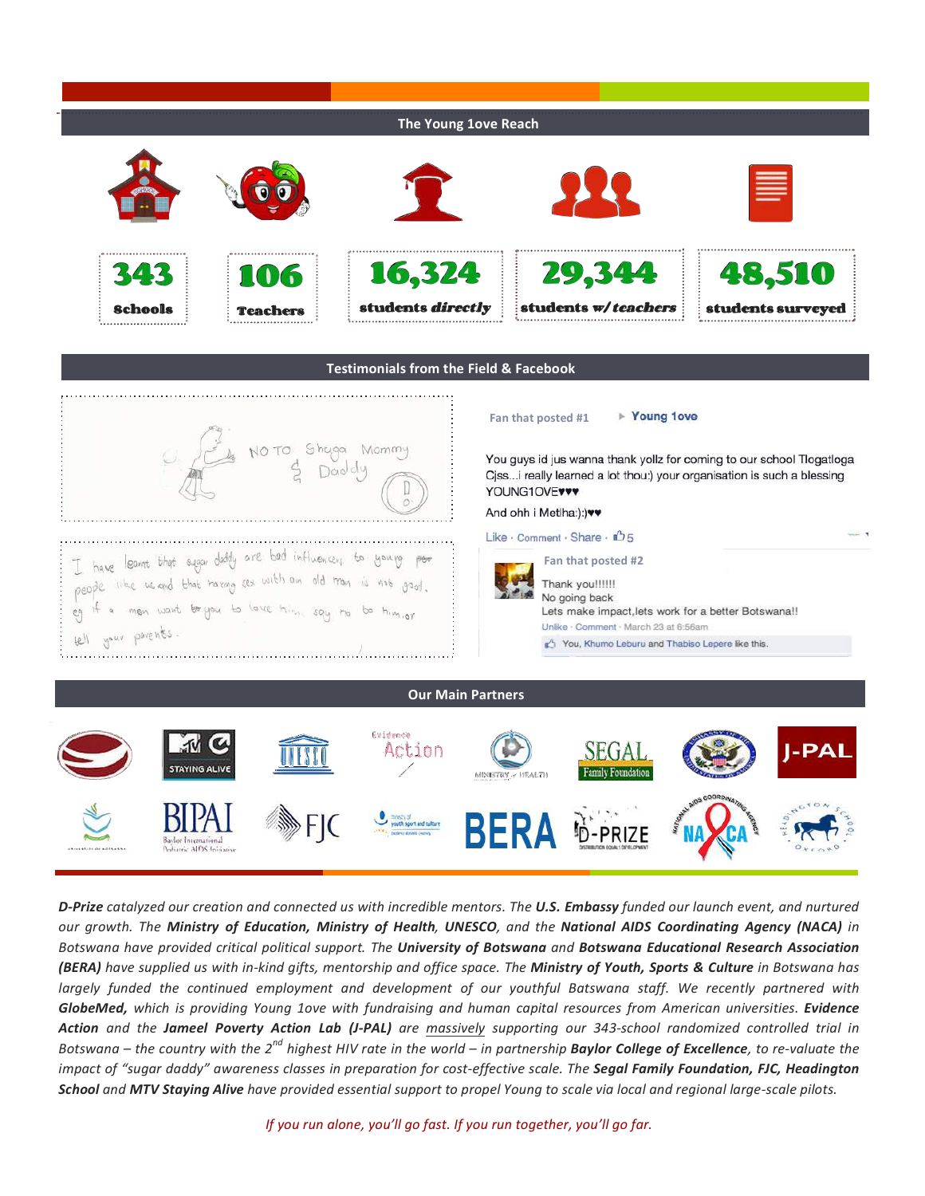## The Young 1ove Reach

**343** Schools

**106** Teachers

**16,324** students *directly*

**29,344** students *w/ teachers*

**48,510** students surveyed

## Testimonials from the Field & Facebook

NO TO Shuga Mommy & Daddy

I have learnt that sugar daddy are bad influencers to young people like us and that having sex with an old man is not good. eg if a men want you to love him, say no to him, or tell your parents.

Fan that posted #1 ▸ **Young 1ove**

You guys id jus wanna thank yollz for coming to our school Tlogatloga Cjss...i really learned a lot thou:) your organisation is such a blessing YOUNG1OVE♥♥♥

And ohh i Metlha:):)♥♥

Like · Comment · Share · 5

Fan that posted #2

Thank you!!!!!!
No going back
Lets make impact,lets work for a better Botswana!!

Unlike · Comment · March 23 at 6:56am

You, Khumo Leburu and Thabiso Lepere like this.

## Our Main Partners

*D-Prize catalyzed our creation and connected us with incredible mentors. The **U.S. Embassy** funded our launch event, and nurtured our growth. The **Ministry of Education, Ministry of Health**, **UNESCO**, and the **National AIDS Coordinating Agency (NACA)** in Botswana have provided critical political support. The **University of Botswana** and **Botswana Educational Research Association (BERA)** have supplied us with in-kind gifts, mentorship and office space. The **Ministry of Youth, Sports & Culture** in Botswana has largely funded the continued employment and development of our youthful Botswana staff. We recently partnered with **GlobeMed,** which is providing Young 1ove with fundraising and human capital resources from American universities. **Evidence Action** and the **Jameel Poverty Action Lab (J-PAL)** are massively supporting our 343-school randomized controlled trial in Botswana – the country with the 2nd highest HIV rate in the world – in partnership **Baylor College of Excellence**, to re-valuate the impact of "sugar daddy" awareness classes in preparation for cost-effective scale. The **Segal Family Foundation, FJC, Headington School** and **MTV Staying Alive** have provided essential support to propel Young to scale via local and regional large-scale pilots.*

*If you run alone, you'll go fast. If you run together, you'll go far.*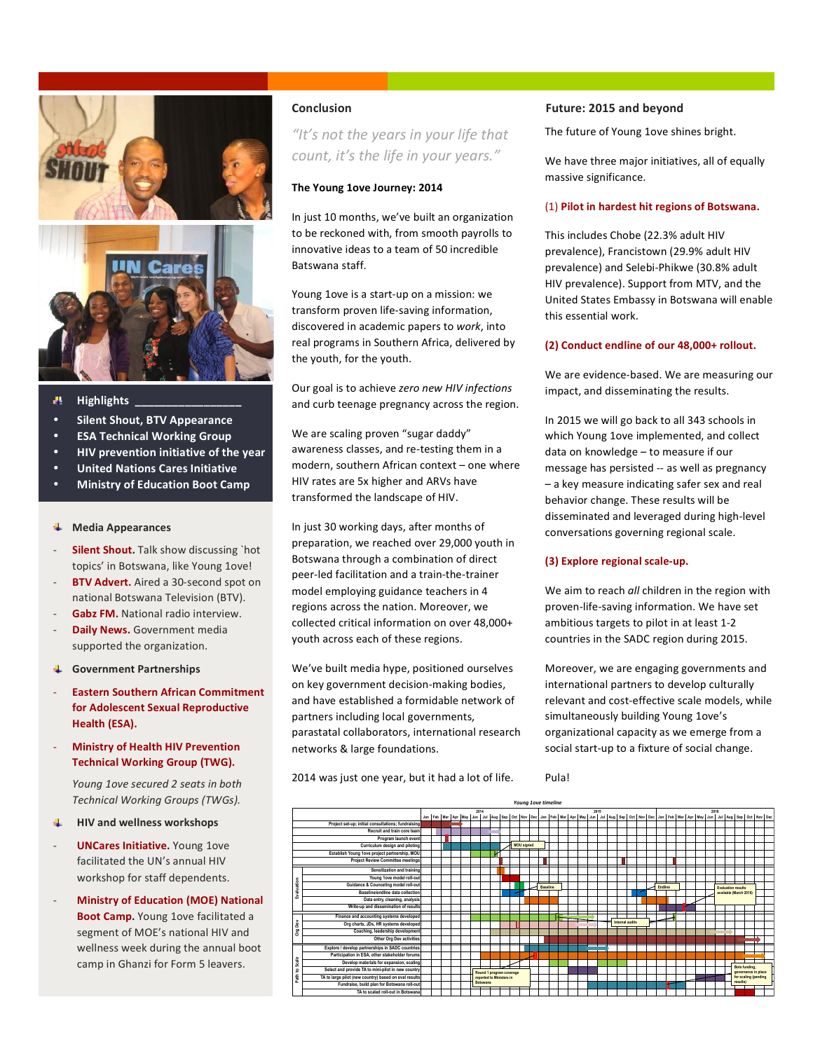### Highlights

- **Silent Shout, BTV Appearance**
- **ESA Technical Working Group**
- **HIV prevention initiative of the year**
- **United Nations Cares Initiative**
- **Ministry of Education Boot Camp**

### Media Appearances

- **Silent Shout.** Talk show discussing `hot topics' in Botswana, like Young 1ove!
- **BTV Advert.** Aired a 30-second spot on national Botswana Television (BTV).
- **Gabz FM.** National radio interview.
- **Daily News.** Government media supported the organization.

### Government Partnerships

- **Eastern Southern African Commitment for Adolescent Sexual Reproductive Health (ESA).**
- **Ministry of Health HIV Prevention Technical Working Group (TWG).**

*Young 1ove secured 2 seats in both Technical Working Groups (TWGs).*

### HIV and wellness workshops

- **UNCares Initiative.** Young 1ove facilitated the UN's annual HIV workshop for staff dependents.
- **Ministry of Education (MOE) National Boot Camp.** Young 1ove facilitated a segment of MOE's national HIV and wellness week during the annual boot camp in Ghanzi for Form 5 leavers.

## Conclusion

*"It's not the years in your life that count, it's the life in your years."*

**The Young 1ove Journey: 2014**

In just 10 months, we've built an organization to be reckoned with, from smooth payrolls to innovative ideas to a team of 50 incredible Batswana staff.

Young 1ove is a start-up on a mission: we transform proven life-saving information, discovered in academic papers to *work*, into real programs in Southern Africa, delivered by the youth, for the youth.

Our goal is to achieve *zero new HIV infections* and curb teenage pregnancy across the region.

We are scaling proven "sugar daddy" awareness classes, and re-testing them in a modern, southern African context – one where HIV rates are 5x higher and ARVs have transformed the landscape of HIV.

In just 30 working days, after months of preparation, we reached over 29,000 youth in Botswana through a combination of direct peer-led facilitation and a train-the-trainer model employing guidance teachers in 4 regions across the nation. Moreover, we collected critical information on over 48,000+ youth across each of these regions.

We've built media hype, positioned ourselves on key government decision-making bodies, and have established a formidable network of partners including local governments, parastatal collaborators, international research networks & large foundations.

2014 was just one year, but it had a lot of life.

## Future: 2015 and beyond

The future of Young 1ove shines bright.

We have three major initiatives, all of equally massive significance.

(1) **Pilot in hardest hit regions of Botswana.**

This includes Chobe (22.3% adult HIV prevalence), Francistown (29.9% adult HIV prevalence) and Selebi-Phikwe (30.8% adult HIV prevalence). Support from MTV, and the United States Embassy in Botswana will enable this essential work.

**(2) Conduct endline of our 48,000+ rollout.**

We are evidence-based. We are measuring our impact, and disseminating the results.

In 2015 we will go back to all 343 schools in which Young 1ove implemented, and collect data on knowledge – to measure if our message has persisted -- as well as pregnancy – a key measure indicating safer sex and real behavior change. These results will be disseminated and leveraged during high-level conversations governing regional scale.

**(3) Explore regional scale-up.**

We aim to reach *all* children in the region with proven-life-saving information. We have set ambitious targets to pilot in at least 1-2 countries in the SADC region during 2015.

Moreover, we are engaging governments and international partners to develop culturally relevant and cost-effective scale models, while simultaneously building Young 1ove's organizational capacity as we emerge from a social start-up to a fixture of social change.

Pula!

**Young 1ove timeline**

2014 2015 2016

Jan Feb Mar Apr May Jun Jul Aug Sep Oct Nov Dec

Project set-up; initial consultations; fundraising
Recruit and train core team
Program launch event
Curriculum design and piloting
Establish Young 1ove project partnership, MOU
Project Review Committee meetings
MOU signed

Evaluation
Sensitization and training
Young 1ove model roll-out
Guidance & Counseling model roll-out
Baseline/endline data collection
Data entry, cleaning, analysis
Write-up and dissemination of results
Baseline
Endline
Evaluation results available (March 2016)

Org Dev
Finance and accounting systems developed
Org charts, JDs, HR systems developed
Coaching, leadership development
Other Org Dev activities
Internal audits

Path to Scale
Explore / develop partnerships in SADC countries
Participation in ESA, other stakeholder forums
Develop materials for expansion, scaling
Select and provide TA to mini-pilot in new country
TA to large pilot (new country) based on eval results
Fundraise, build plan for Botswana roll-out
TA to scaled roll-out in Botswana
Round 1 program coverage reported to Ministers in Botswana
Bots funding, governance in place for scaling (pending results)